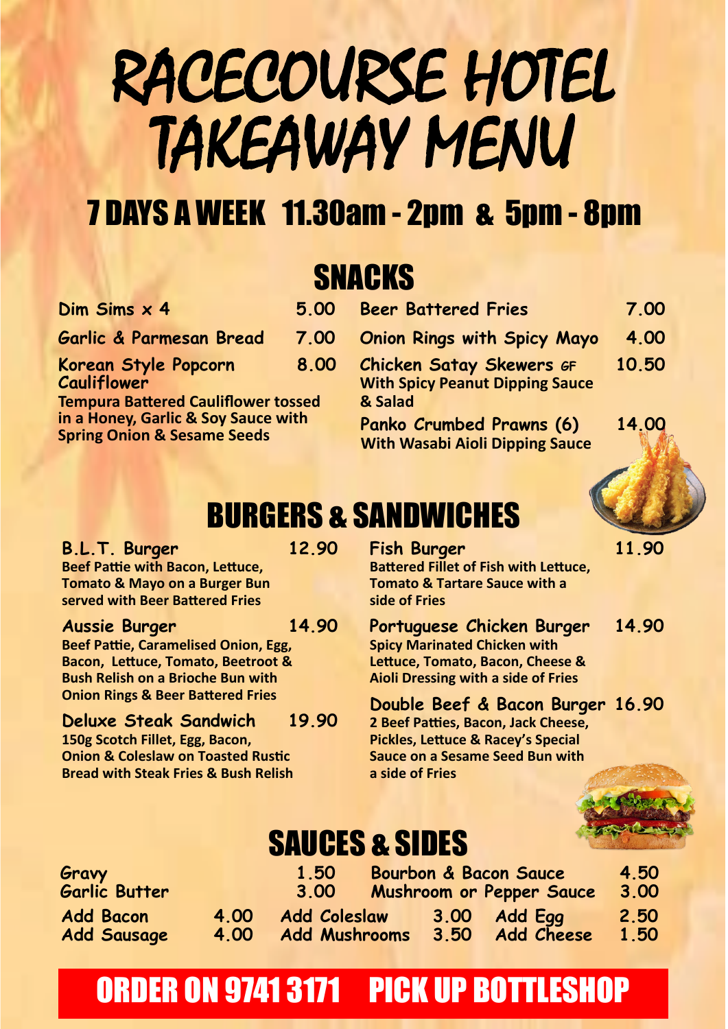# RACECOURSE HOTEL TAKEAWAY MENU

## 7 DAYS A WEEK 11.30am - 2pm & 5pm - 8pm

## SNACKS

**Dim Sims x 4** 5.00

**Garlic & Parmesan Bread** 7.00

**Korean Style Popcorn Cauliflower** 8.00
Tempura Battered Cauliflower tossed in a Honey, Garlic & Soy Sauce with Spring Onion & Sesame Seeds

**Beer Battered Fries** 7.00

**Onion Rings with Spicy Mayo** 4.00

**Chicken Satay Skewers** *GF* 10.50
With Spicy Peanut Dipping Sauce & Salad

**Panko Crumbed Prawns (6)** 14.00
With Wasabi Aioli Dipping Sauce

## BURGERS & SANDWICHES

**B.L.T. Burger** 12.90
Beef Pattie with Bacon, Lettuce, Tomato & Mayo on a Burger Bun served with Beer Battered Fries

**Aussie Burger** 14.90
Beef Pattie, Caramelised Onion, Egg, Bacon, Lettuce, Tomato, Beetroot & Bush Relish on a Brioche Bun with Onion Rings & Beer Battered Fries

**Deluxe Steak Sandwich** 19.90
150g Scotch Fillet, Egg, Bacon, Onion & Coleslaw on Toasted Rustic Bread with Steak Fries & Bush Relish

**Fish Burger** 11.90
Battered Fillet of Fish with Lettuce, Tomato & Tartare Sauce with a side of Fries

**Portuguese Chicken Burger** 14.90
Spicy Marinated Chicken with Lettuce, Tomato, Bacon, Cheese & Aioli Dressing with a side of Fries

**Double Beef & Bacon Burger** 16.90
2 Beef Patties, Bacon, Jack Cheese, Pickles, Lettuce & Racey's Special Sauce on a Sesame Seed Bun with a side of Fries

## SAUCES & SIDES

| Item | Price | Item | Price |
|---|---|---|---|
| Gravy | 1.50 | Bourbon & Bacon Sauce | 4.50 |
| Garlic Butter | 3.00 | Mushroom or Pepper Sauce | 3.00 |

| Item | Price | Item | Price | Item | Price |
|---|---|---|---|---|---|
| Add Bacon | 4.00 | Add Coleslaw | 3.00 | Add Egg | 2.50 |
| Add Sausage | 4.00 | Add Mushrooms | 3.50 | Add Cheese | 1.50 |

**ORDER ON 9741 3171 PICK UP BOTTLESHOP**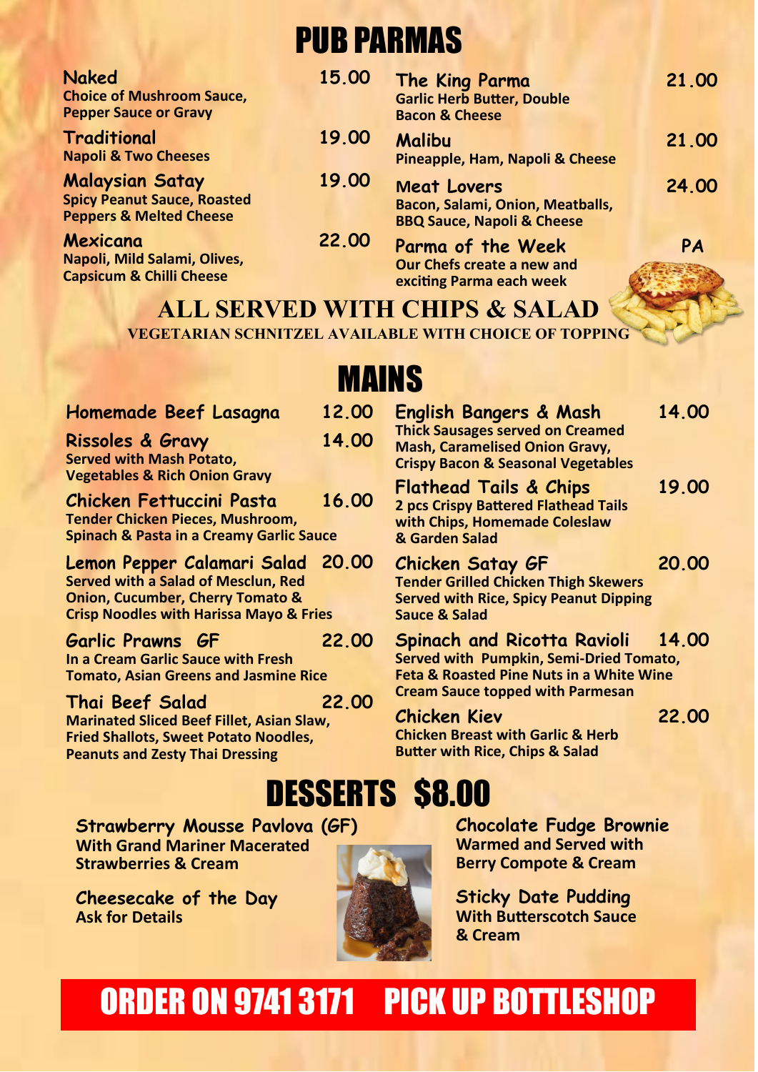# PUB PARMAS

**Naked** 15.00
Choice of Mushroom Sauce, Pepper Sauce or Gravy

**Traditional** 19.00
Napoli & Two Cheeses

**Malaysian Satay** 19.00
Spicy Peanut Sauce, Roasted Peppers & Melted Cheese

**Mexicana** 22.00
Napoli, Mild Salami, Olives, Capsicum & Chilli Cheese

**The King Parma** 21.00
Garlic Herb Butter, Double Bacon & Cheese

**Malibu** 21.00
Pineapple, Ham, Napoli & Cheese

**Meat Lovers** 24.00
Bacon, Salami, Onion, Meatballs, BBQ Sauce, Napoli & Cheese

**Parma of the Week** PA
Our Chefs create a new and exciting Parma each week

**ALL SERVED WITH CHIPS & SALAD**

VEGETARIAN SCHNITZEL AVAILABLE WITH CHOICE OF TOPPING

# MAINS

**Homemade Beef Lasagna** 12.00

**Rissoles & Gravy** 14.00
Served with Mash Potato, Vegetables & Rich Onion Gravy

**Chicken Fettuccini Pasta** 16.00
Tender Chicken Pieces, Mushroom, Spinach & Pasta in a Creamy Garlic Sauce

**Lemon Pepper Calamari Salad** 20.00
Served with a Salad of Mesclun, Red Onion, Cucumber, Cherry Tomato & Crisp Noodles with Harissa Mayo & Fries

**Garlic Prawns GF** 22.00
In a Cream Garlic Sauce with Fresh Tomato, Asian Greens and Jasmine Rice

**Thai Beef Salad** 22.00
Marinated Sliced Beef Fillet, Asian Slaw, Fried Shallots, Sweet Potato Noodles, Peanuts and Zesty Thai Dressing

**English Bangers & Mash** 14.00
Thick Sausages served on Creamed Mash, Caramelised Onion Gravy, Crispy Bacon & Seasonal Vegetables

**Flathead Tails & Chips** 19.00
2 pcs Crispy Battered Flathead Tails with Chips, Homemade Coleslaw & Garden Salad

**Chicken Satay GF** 20.00
Tender Grilled Chicken Thigh Skewers Served with Rice, Spicy Peanut Dipping Sauce & Salad

**Spinach and Ricotta Ravioli** 14.00
Served with Pumpkin, Semi-Dried Tomato, Feta & Roasted Pine Nuts in a White Wine Cream Sauce topped with Parmesan

**Chicken Kiev** 22.00
Chicken Breast with Garlic & Herb Butter with Rice, Chips & Salad

# DESSERTS $8.00

**Strawberry Mousse Pavlova (GF)**
With Grand Mariner Macerated Strawberries & Cream

**Cheesecake of the Day**
Ask for Details

**Chocolate Fudge Brownie**
Warmed and Served with Berry Compote & Cream

**Sticky Date Pudding**
With Butterscotch Sauce & Cream

**ORDER ON 9741 3171 PICK UP BOTTLESHOP**